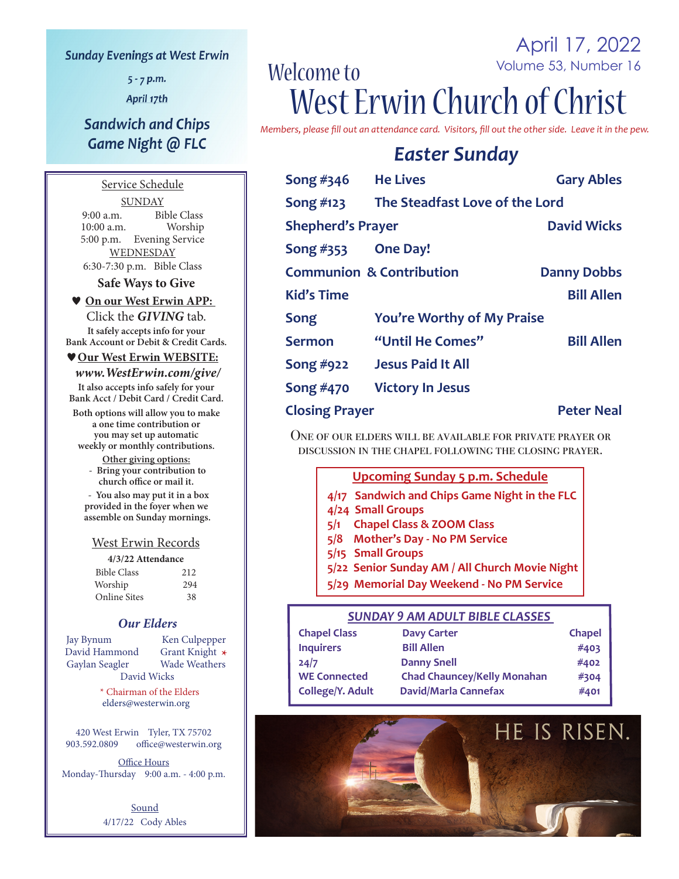April 17, 2022
Volume 53, Number 16

# Welcome to West Erwin Church of Christ

*Members, please fill out an attendance card. Visitors, fill out the other side. Leave it in the pew.*

## Easter Sunday

| | | |
|---|---|---|
| **Song #346** | **He Lives** | **Gary Ables** |
| **Song #123** | **The Steadfast Love of the Lord** | |
| **Shepherd's Prayer** | | **David Wicks** |
| **Song #353** | **One Day!** | |
| **Communion & Contribution** | | **Danny Dobbs** |
| **Kid's Time** | | **Bill Allen** |
| **Song** | **You're Worthy of My Praise** | |
| **Sermon** | **"Until He Comes"** | **Bill Allen** |
| **Song #922** | **Jesus Paid It All** | |
| **Song #470** | **Victory In Jesus** | |
| **Closing Prayer** | | **Peter Neal** |

One of our elders will be available for private prayer or discussion in the chapel following the closing prayer.

### Upcoming Sunday 5 p.m. Schedule

- **4/17** Sandwich and Chips Game Night in the FLC
- **4/24** Small Groups
- **5/1** Chapel Class & ZOOM Class
- **5/8** Mother's Day - No PM Service
- **5/15** Small Groups
- **5/22** Senior Sunday AM / All Church Movie Night
- **5/29** Memorial Day Weekend - No PM Service

### SUNDAY 9 AM ADULT BIBLE CLASSES

| | | |
|---|---|---|
| Chapel Class | Davy Carter | Chapel |
| Inquirers | Bill Allen | #403 |
| 24/7 | Danny Snell | #402 |
| WE Connected | Chad Chauncey/Kelly Monahan | #304 |
| College/Y. Adult | David/Marla Cannefax | #401 |

HE IS RISEN.

---

*Sunday Evenings at West Erwin*

*5 - 7 p.m.*

*April 17th*

***Sandwich and Chips Game Night @ FLC***

---

### Service Schedule

SUNDAY
9:00 a.m. Bible Class
10:00 a.m. Worship
5:00 p.m. Evening Service

WEDNESDAY
6:30-7:30 p.m. Bible Class

**Safe Ways to Give**

♥ **On our West Erwin APP:**
Click the ***GIVING*** tab.
It safely accepts info for your Bank Account or Debit & Credit Cards.

♥ **Our West Erwin WEBSITE:**
***www.WestErwin.com/give/***
It also accepts info safely for your Bank Acct / Debit Card / Credit Card.

Both options will allow you to make a one time contribution or you may set up automatic weekly or monthly contributions.

Other giving options:
- Bring your contribution to church office or mail it.
- You also may put it in a box provided in the foyer when we assemble on Sunday mornings.

### West Erwin Records

**4/3/22 Attendance**

| | |
|---|---|
| Bible Class | 212 |
| Worship | 294 |
| Online Sites | 38 |

### Our Elders

Jay Bynum, Ken Culpepper, David Hammond, Grant Knight *, Gaylan Seagler, Wade Weathers, David Wicks

\* Chairman of the Elders
elders@westerwin.org

420 West Erwin Tyler, TX 75702
903.592.0809 office@westerwin.org

Office Hours
Monday-Thursday 9:00 a.m. - 4:00 p.m.

Sound
4/17/22 Cody Ables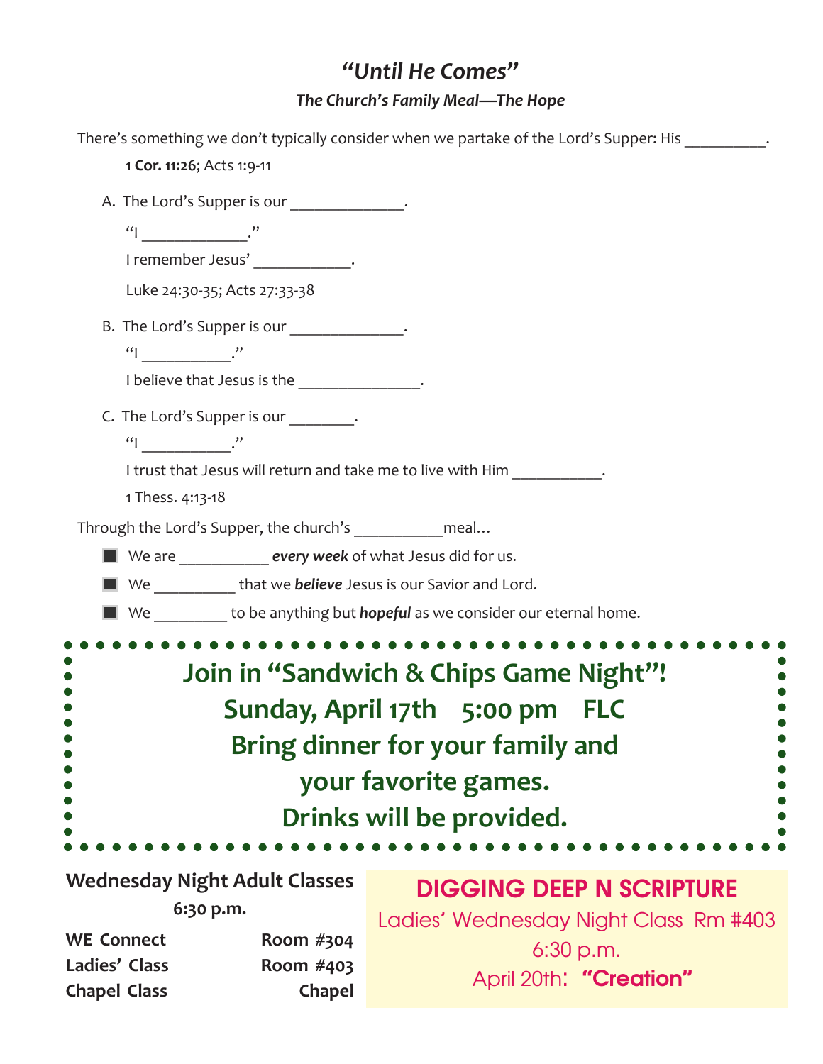# *"Until He Comes"*

### *The Church's Family Meal—The Hope*

There's something we don't typically consider when we partake of the Lord's Supper: His __________.

**1 Cor. 11:26**; Acts 1:9-11

A. The Lord's Supper is our ______________.

"I _____________."

I remember Jesus' ____________.

Luke 24:30-35; Acts 27:33-38

B. The Lord's Supper is our ______________.

"I ___________."

I believe that Jesus is the _______________.

C. The Lord's Supper is our ________.

"I ___________."

I trust that Jesus will return and take me to live with Him ___________.

1 Thess. 4:13-18

Through the Lord's Supper, the church's ___________meal…

- We are ___________ ***every week*** of what Jesus did for us.
- We __________ that we ***believe*** Jesus is our Savior and Lord.
- We _________ to be anything but ***hopeful*** as we consider our eternal home.

---

**Join in "Sandwich & Chips Game Night"!**
**Sunday, April 17th 5:00 pm FLC**
**Bring dinner for your family and your favorite games.**
**Drinks will be provided.**

---

**Wednesday Night Adult Classes**
**6:30 p.m.**

| | |
|---|---|
| **WE Connect** | **Room #304** |
| **Ladies' Class** | **Room #403** |
| **Chapel Class** | **Chapel** |

**DIGGING DEEP N SCRIPTURE**

Ladies' Wednesday Night Class Rm #403

6:30 p.m.

April 20th: **"Creation"**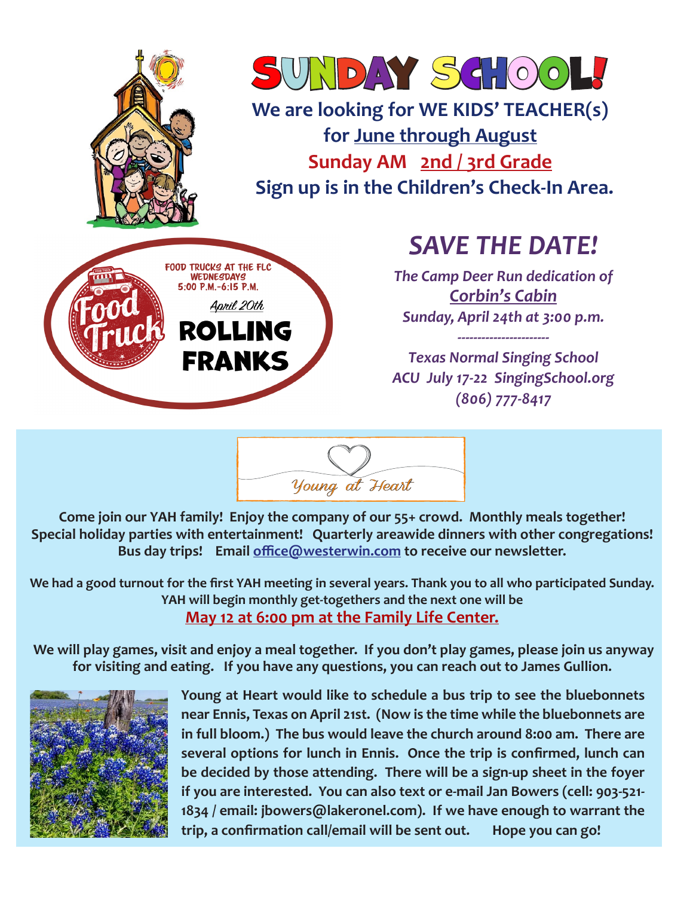# SUNDAY SCHOOL!

**We are looking for WE KIDS' TEACHER(s)**
**for June through August**
**Sunday AM 2nd / 3rd Grade**
**Sign up is in the Children's Check-In Area.**

FOOD TRUCKS AT THE FLC
WEDNESDAYS
5:00 P.M.-6:15 P.M.

Food Truck

*April 20th*

**ROLLING FRANKS**

## *SAVE THE DATE!*

*The Camp Deer Run dedication of*
***Corbin's Cabin***
*Sunday, April 24th at 3:00 p.m.*

*----------------------*

*Texas Normal Singing School*
*ACU July 17-22 SingingSchool.org*
*(806) 777-8417*

## *Young at Heart*

**Come join our YAH family! Enjoy the company of our 55+ crowd. Monthly meals together! Special holiday parties with entertainment! Quarterly areawide dinners with other congregations! Bus day trips! Email office@westerwin.com to receive our newsletter.**

**We had a good turnout for the first YAH meeting in several years. Thank you to all who participated Sunday. YAH will begin monthly get-togethers and the next one will be**
**May 12 at 6:00 pm at the Family Life Center.**

**We will play games, visit and enjoy a meal together. If you don't play games, please join us anyway for visiting and eating. If you have any questions, you can reach out to James Gullion.**

**Young at Heart would like to schedule a bus trip to see the bluebonnets near Ennis, Texas on April 21st. (Now is the time while the bluebonnets are in full bloom.) The bus would leave the church around 8:00 am. There are several options for lunch in Ennis. Once the trip is confirmed, lunch can be decided by those attending. There will be a sign-up sheet in the foyer if you are interested. You can also text or e-mail Jan Bowers (cell: 903-521-1834 / email: jbowers@lakeronel.com). If we have enough to warrant the trip, a confirmation call/email will be sent out. Hope you can go!**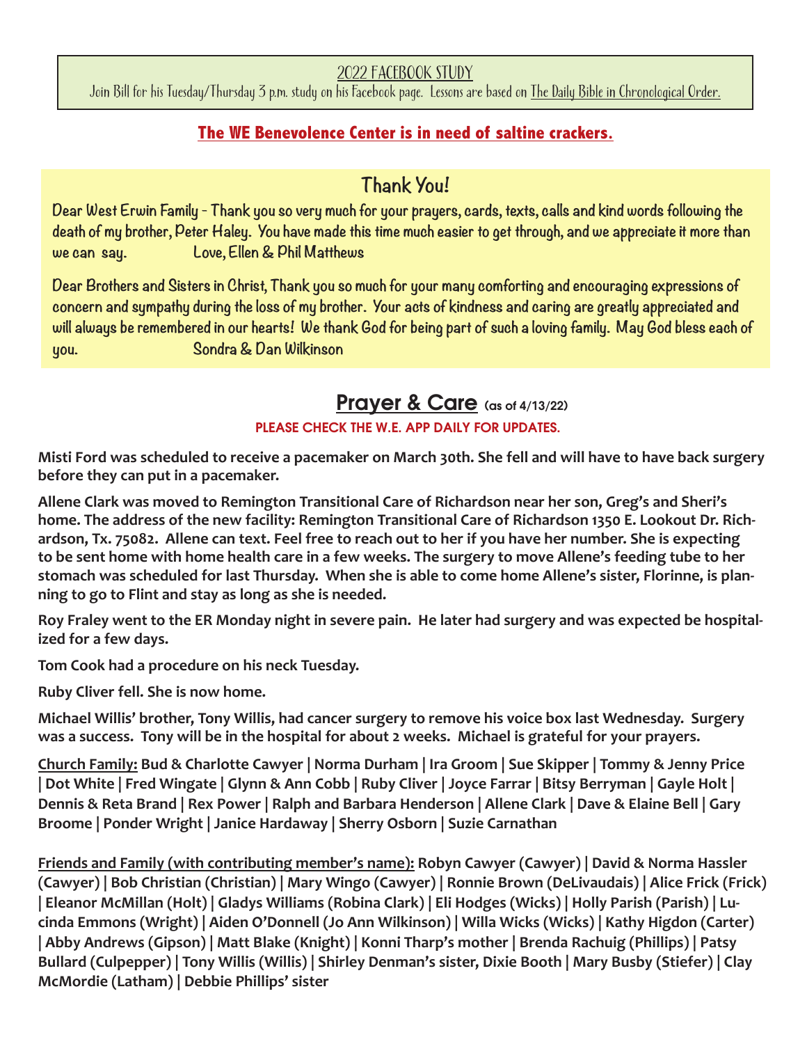## 2022 FACEBOOK STUDY

Join Bill for his Tuesday/Thursday 3 p.m. study on his Facebook page. Lessons are based on The Daily Bible in Chronological Order.

**The WE Benevolence Center is in need of saltine crackers.**

## Thank You!

Dear West Erwin Family - Thank you so very much for your prayers, cards, texts, calls and kind words following the death of my brother, Peter Haley. You have made this time much easier to get through, and we appreciate it more than we can say. Love, Ellen & Phil Matthews

Dear Brothers and Sisters in Christ, Thank you so much for your many comforting and encouraging expressions of concern and sympathy during the loss of my brother. Your acts of kindness and caring are greatly appreciated and will always be remembered in our hearts! We thank God for being part of such a loving family. May God bless each of you. Sondra & Dan Wilkinson

## Prayer & Care (as of 4/13/22)

PLEASE CHECK THE W.E. APP DAILY FOR UPDATES.

**Misti Ford was scheduled to receive a pacemaker on March 30th. She fell and will have to have back surgery before they can put in a pacemaker.**

**Allene Clark was moved to Remington Transitional Care of Richardson near her son, Greg's and Sheri's home. The address of the new facility: Remington Transitional Care of Richardson 1350 E. Lookout Dr. Richardson, Tx. 75082. Allene can text. Feel free to reach out to her if you have her number. She is expecting to be sent home with home health care in a few weeks. The surgery to move Allene's feeding tube to her stomach was scheduled for last Thursday. When she is able to come home Allene's sister, Florinne, is planning to go to Flint and stay as long as she is needed.**

**Roy Fraley went to the ER Monday night in severe pain. He later had surgery and was expected be hospitalized for a few days.**

**Tom Cook had a procedure on his neck Tuesday.**

**Ruby Cliver fell. She is now home.**

**Michael Willis' brother, Tony Willis, had cancer surgery to remove his voice box last Wednesday. Surgery was a success. Tony will be in the hospital for about 2 weeks. Michael is grateful for your prayers.**

**Church Family: Bud & Charlotte Cawyer | Norma Durham | Ira Groom | Sue Skipper | Tommy & Jenny Price | Dot White | Fred Wingate | Glynn & Ann Cobb | Ruby Cliver | Joyce Farrar | Bitsy Berryman | Gayle Holt | Dennis & Reta Brand | Rex Power | Ralph and Barbara Henderson | Allene Clark | Dave & Elaine Bell | Gary Broome | Ponder Wright | Janice Hardaway | Sherry Osborn | Suzie Carnathan**

**Friends and Family (with contributing member's name): Robyn Cawyer (Cawyer) | David & Norma Hassler (Cawyer) | Bob Christian (Christian) | Mary Wingo (Cawyer) | Ronnie Brown (DeLivaudais) | Alice Frick (Frick) | Eleanor McMillan (Holt) | Gladys Williams (Robina Clark) | Eli Hodges (Wicks) | Holly Parish (Parish) | Lucinda Emmons (Wright) | Aiden O'Donnell (Jo Ann Wilkinson) | Willa Wicks (Wicks) | Kathy Higdon (Carter) | Abby Andrews (Gipson) | Matt Blake (Knight) | Konni Tharp's mother | Brenda Rachuig (Phillips) | Patsy Bullard (Culpepper) | Tony Willis (Willis) | Shirley Denman's sister, Dixie Booth | Mary Busby (Stiefer) | Clay McMordie (Latham) | Debbie Phillips' sister**